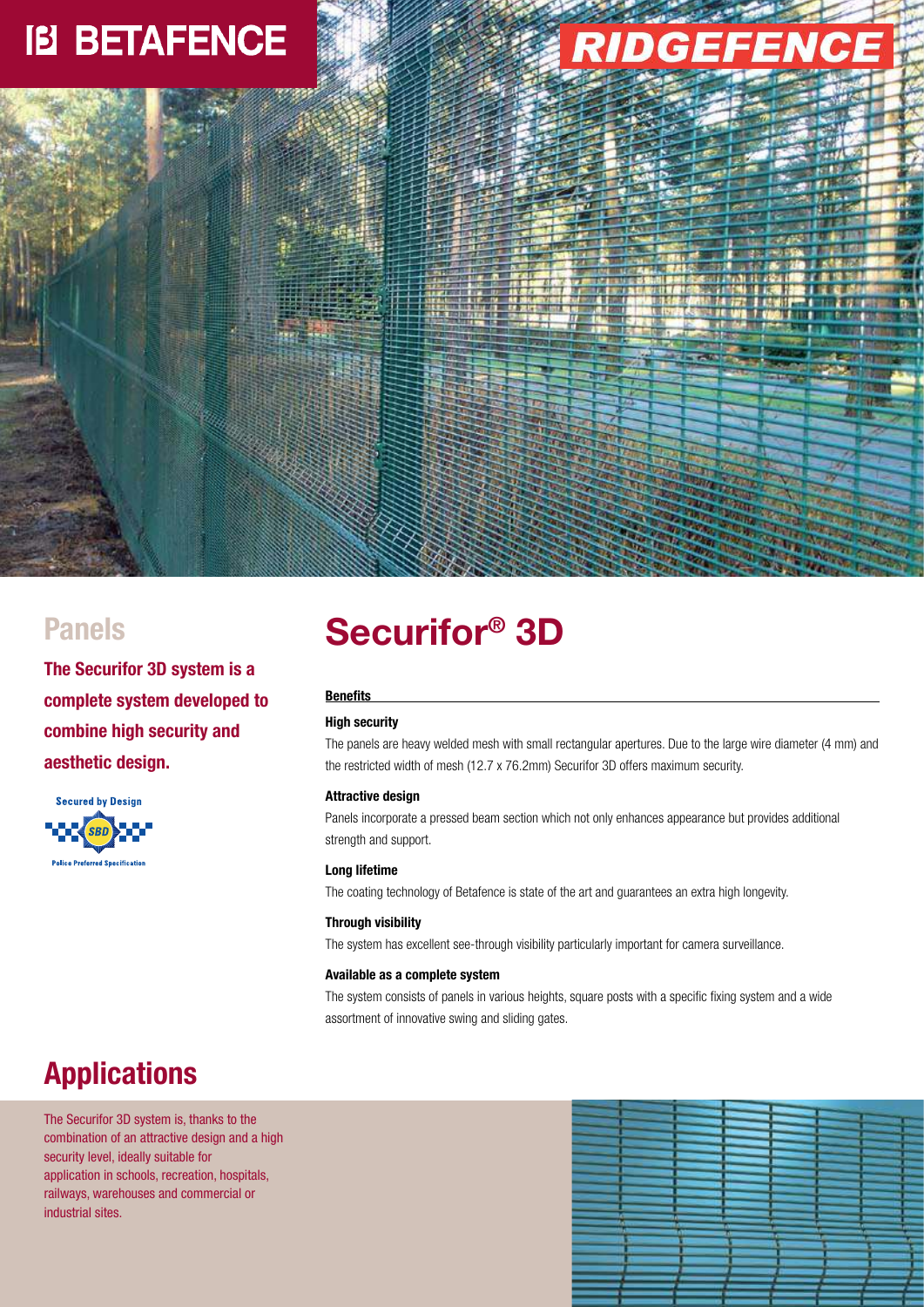BETAFENCE

RIDGEFENCE

## Panels

**The Securifor 3D system is a complete system developed to combine high security and aesthetic design.**

Secured by Design

SBD

Police Preferred Specification

# Securifor® 3D

**Benefits**

**High security**

The panels are heavy welded mesh with small rectangular apertures. Due to the large wire diameter (4 mm) and the restricted width of mesh (12.7 x 76.2mm) Securifor 3D offers maximum security.

**Attractive design**

Panels incorporate a pressed beam section which not only enhances appearance but provides additional strength and support.

**Long lifetime**

The coating technology of Betafence is state of the art and guarantees an extra high longevity.

**Through visibility**

The system has excellent see-through visibility particularly important for camera surveillance.

**Available as a complete system**

The system consists of panels in various heights, square posts with a specific fixing system and a wide assortment of innovative swing and sliding gates.

## Applications

The Securifor 3D system is, thanks to the combination of an attractive design and a high security level, ideally suitable for application in schools, recreation, hospitals, railways, warehouses and commercial or industrial sites.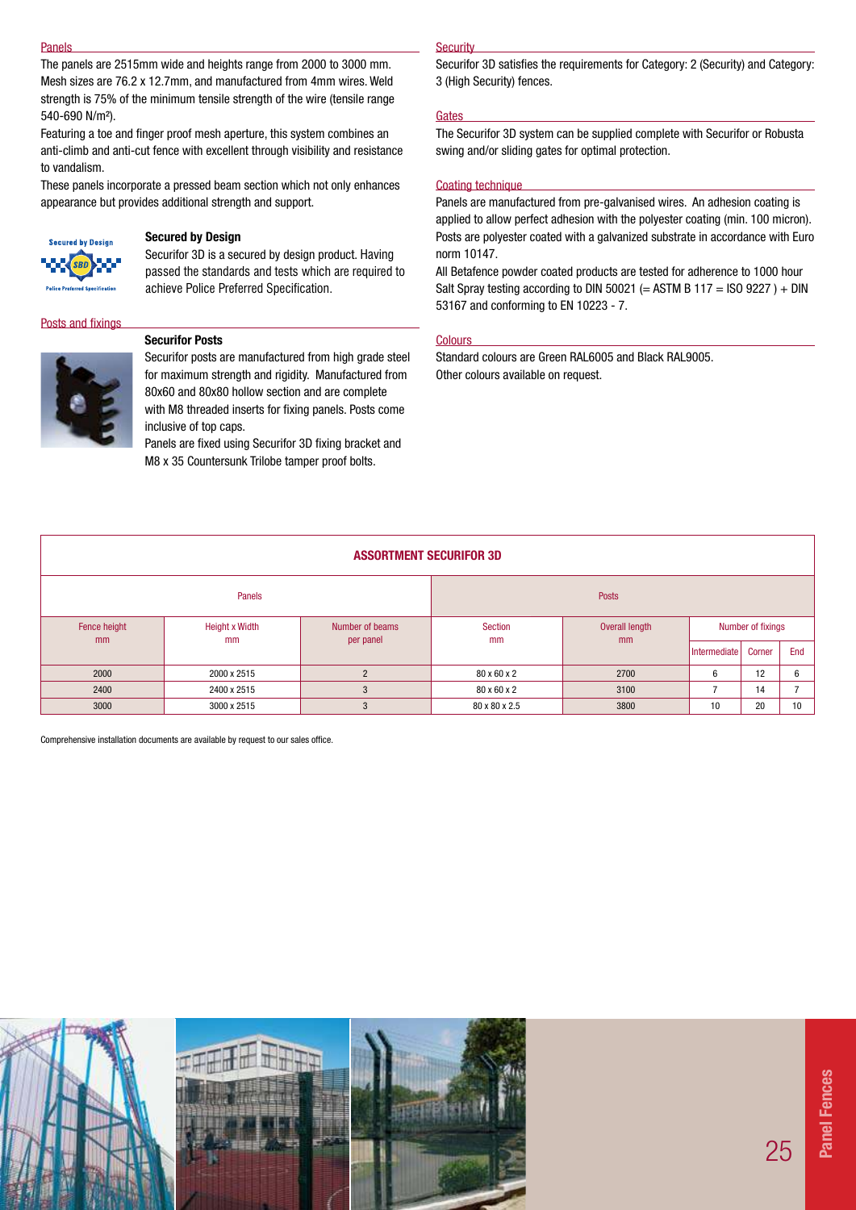## Panels

The panels are 2515mm wide and heights range from 2000 to 3000 mm. Mesh sizes are 76.2 x 12.7mm, and manufactured from 4mm wires. Weld strength is 75% of the minimum tensile strength of the wire (tensile range 540-690 N/m²).

Featuring a toe and finger proof mesh aperture, this system combines an anti-climb and anti-cut fence with excellent through visibility and resistance to vandalism.

These panels incorporate a pressed beam section which not only enhances appearance but provides additional strength and support.

### Secured by Design

Securifor 3D is a secured by design product. Having passed the standards and tests which are required to achieve Police Preferred Specification.

## Posts and fixings

### Securifor Posts

Securifor posts are manufactured from high grade steel for maximum strength and rigidity. Manufactured from 80x60 and 80x80 hollow section and are complete with M8 threaded inserts for fixing panels. Posts come inclusive of top caps.

Panels are fixed using Securifor 3D fixing bracket and M8 x 35 Countersunk Trilobe tamper proof bolts.

## Security

Securifor 3D satisfies the requirements for Category: 2 (Security) and Category: 3 (High Security) fences.

## Gates

The Securifor 3D system can be supplied complete with Securifor or Robusta swing and/or sliding gates for optimal protection.

## Coating technique

Panels are manufactured from pre-galvanised wires. An adhesion coating is applied to allow perfect adhesion with the polyester coating (min. 100 micron). Posts are polyester coated with a galvanized substrate in accordance with Euro norm 10147.

All Betafence powder coated products are tested for adherence to 1000 hour Salt Spray testing according to DIN 50021 (= ASTM B 117 = ISO 9227 ) + DIN 53167 and conforming to EN 10223 - 7.

## Colours

Standard colours are Green RAL6005 and Black RAL9005.
Other colours available on request.

**ASSORTMENT SECURIFOR 3D**

| Panels | | | Posts | | | | |
|---|---|---|---|---|---|---|---|
| Fence height mm | Height x Width mm | Number of beams per panel | Section mm | Overall length mm | Number of fixings | | |
| | | | | | Intermediate | Corner | End |
| 2000 | 2000 x 2515 | 2 | 80 x 60 x 2 | 2700 | 6 | 12 | 6 |
| 2400 | 2400 x 2515 | 3 | 80 x 60 x 2 | 3100 | 7 | 14 | 7 |
| 3000 | 3000 x 2515 | 3 | 80 x 80 x 2.5 | 3800 | 10 | 20 | 10 |

Comprehensive installation documents are available by request to our sales office.